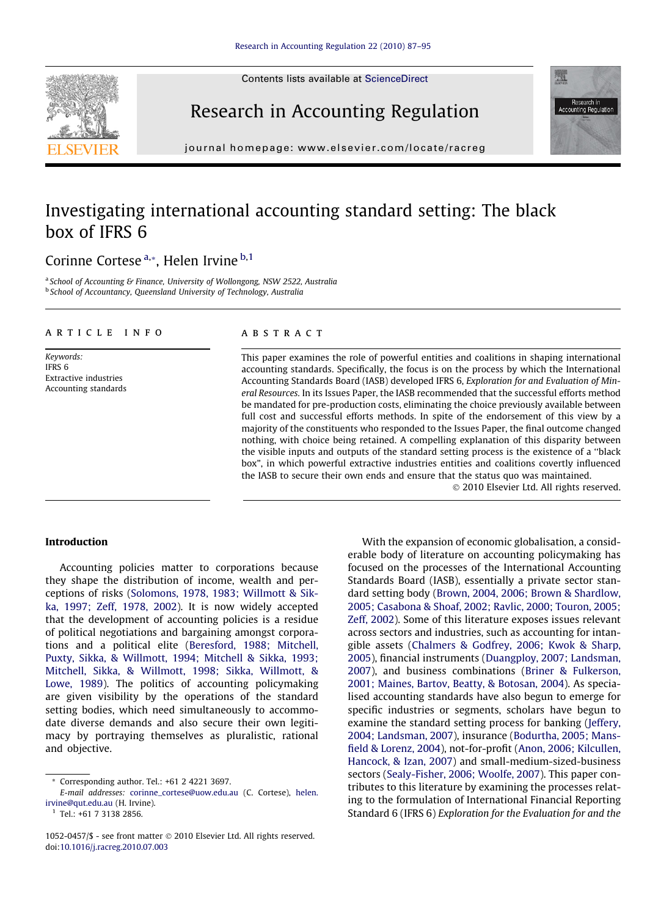Contents lists available at ScienceDirect

# Research in Accounting Regulation

journal homepage: www.elsevier.com/locate/racreg

# Investigating international accounting standard setting: The black box of IFRS 6

Corinne Cortese [a,*], Helen Irvine [b,1]

[a] School of Accounting & Finance, University of Wollongong, NSW 2522, Australia
[b] School of Accountancy, Queensland University of Technology, Australia

## ARTICLE INFO

*Keywords:*
IFRS 6
Extractive industries
Accounting standards

## ABSTRACT

This paper examines the role of powerful entities and coalitions in shaping international accounting standards. Specifically, the focus is on the process by which the International Accounting Standards Board (IASB) developed IFRS 6, *Exploration for and Evaluation of Mineral Resources.* In its Issues Paper, the IASB recommended that the successful efforts method be mandated for pre-production costs, eliminating the choice previously available between full cost and successful efforts methods. In spite of the endorsement of this view by a majority of the constituents who responded to the Issues Paper, the final outcome changed nothing, with choice being retained. A compelling explanation of this disparity between the visible inputs and outputs of the standard setting process is the existence of a "black box", in which powerful extractive industries entities and coalitions covertly influenced the IASB to secure their own ends and ensure that the status quo was maintained.

© 2010 Elsevier Ltd. All rights reserved.

## Introduction

Accounting policies matter to corporations because they shape the distribution of income, wealth and perceptions of risks (Solomons, 1978, 1983; Willmott & Sikka, 1997; Zeff, 1978, 2002). It is now widely accepted that the development of accounting policies is a residue of political negotiations and bargaining amongst corporations and a political elite (Beresford, 1988; Mitchell, Puxty, Sikka, & Willmott, 1994; Mitchell & Sikka, 1993; Mitchell, Sikka, & Willmott, 1998; Sikka, Willmott, & Lowe, 1989). The politics of accounting policymaking are given visibility by the operations of the standard setting bodies, which need simultaneously to accommodate diverse demands and also secure their own legitimacy by portraying themselves as pluralistic, rational and objective.

With the expansion of economic globalisation, a considerable body of literature on accounting policymaking has focused on the processes of the International Accounting Standards Board (IASB), essentially a private sector standard setting body (Brown, 2004, 2006; Brown & Shardlow, 2005; Casabona & Shoaf, 2002; Ravlic, 2000; Touron, 2005; Zeff, 2002). Some of this literature exposes issues relevant across sectors and industries, such as accounting for intangible assets (Chalmers & Godfrey, 2006; Kwok & Sharp, 2005), financial instruments (Duangploy, 2007; Landsman, 2007), and business combinations (Briner & Fulkerson, 2001; Maines, Bartov, Beatty, & Botosan, 2004). As specialised accounting standards have also begun to emerge for specific industries or segments, scholars have begun to examine the standard setting process for banking (Jeffery, 2004; Landsman, 2007), insurance (Bodurtha, 2005; Mansfield & Lorenz, 2004), not-for-profit (Anon, 2006; Kilcullen, Hancock, & Izan, 2007) and small-medium-sized-business sectors (Sealy-Fisher, 2006; Woolfe, 2007). This paper contributes to this literature by examining the processes relating to the formulation of International Financial Reporting Standard 6 (IFRS 6) *Exploration for the Evaluation for and the*

---

* Corresponding author. Tel.: +61 2 4221 3697.
*E-mail addresses:* corinne_cortese@uow.edu.au (C. Cortese), helen.irvine@qut.edu.au (H. Irvine).
[1] Tel.: +61 7 3138 2856.

1052-0457/$ - see front matter © 2010 Elsevier Ltd. All rights reserved.
doi:10.1016/j.racreg.2010.07.003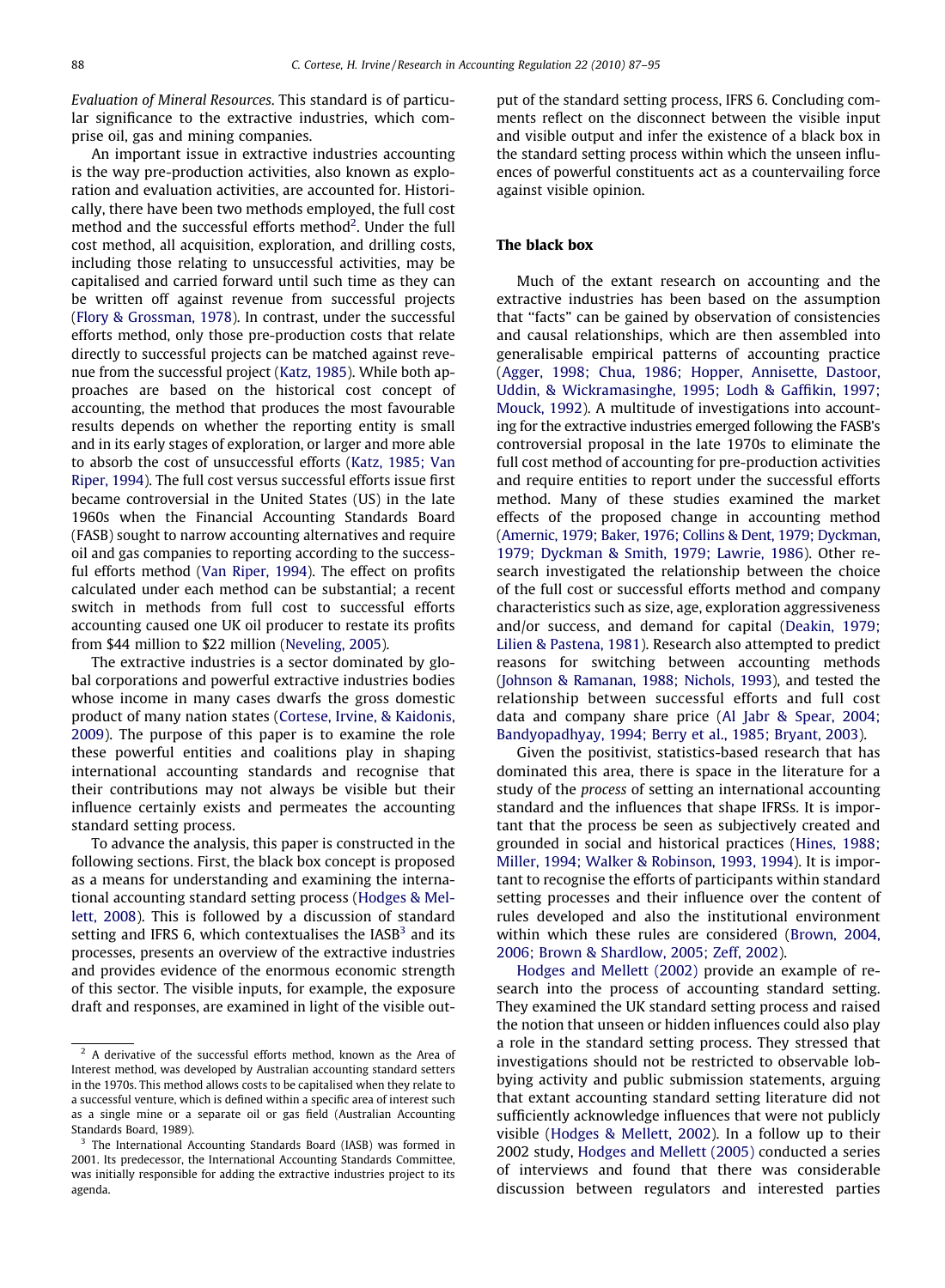*Evaluation of Mineral Resources*. This standard is of particular significance to the extractive industries, which comprise oil, gas and mining companies.

An important issue in extractive industries accounting is the way pre-production activities, also known as exploration and evaluation activities, are accounted for. Historically, there have been two methods employed, the full cost method and the successful efforts method[2]. Under the full cost method, all acquisition, exploration, and drilling costs, including those relating to unsuccessful activities, may be capitalised and carried forward until such time as they can be written off against revenue from successful projects (Flory & Grossman, 1978). In contrast, under the successful efforts method, only those pre-production costs that relate directly to successful projects can be matched against revenue from the successful project (Katz, 1985). While both approaches are based on the historical cost concept of accounting, the method that produces the most favourable results depends on whether the reporting entity is small and in its early stages of exploration, or larger and more able to absorb the cost of unsuccessful efforts (Katz, 1985; Van Riper, 1994). The full cost versus successful efforts issue first became controversial in the United States (US) in the late 1960s when the Financial Accounting Standards Board (FASB) sought to narrow accounting alternatives and require oil and gas companies to reporting according to the successful efforts method (Van Riper, 1994). The effect on profits calculated under each method can be substantial; a recent switch in methods from full cost to successful efforts accounting caused one UK oil producer to restate its profits from $44 million to $22 million (Neveling, 2005).

The extractive industries is a sector dominated by global corporations and powerful extractive industries bodies whose income in many cases dwarfs the gross domestic product of many nation states (Cortese, Irvine, & Kaidonis, 2009). The purpose of this paper is to examine the role these powerful entities and coalitions play in shaping international accounting standards and recognise that their contributions may not always be visible but their influence certainly exists and permeates the accounting standard setting process.

To advance the analysis, this paper is constructed in the following sections. First, the black box concept is proposed as a means for understanding and examining the international accounting standard setting process (Hodges & Mellett, 2008). This is followed by a discussion of standard setting and IFRS 6, which contextualises the IASB[3] and its processes, presents an overview of the extractive industries and provides evidence of the enormous economic strength of this sector. The visible inputs, for example, the exposure draft and responses, are examined in light of the visible output of the standard setting process, IFRS 6. Concluding comments reflect on the disconnect between the visible input and visible output and infer the existence of a black box in the standard setting process within which the unseen influences of powerful constituents act as a countervailing force against visible opinion.

## The black box

Much of the extant research on accounting and the extractive industries has been based on the assumption that "facts" can be gained by observation of consistencies and causal relationships, which are then assembled into generalisable empirical patterns of accounting practice (Agger, 1998; Chua, 1986; Hopper, Annisette, Dastoor, Uddin, & Wickramasinghe, 1995; Lodh & Gaffikin, 1997; Mouck, 1992). A multitude of investigations into accounting for the extractive industries emerged following the FASB's controversial proposal in the late 1970s to eliminate the full cost method of accounting for pre-production activities and require entities to report under the successful efforts method. Many of these studies examined the market effects of the proposed change in accounting method (Amernic, 1979; Baker, 1976; Collins & Dent, 1979; Dyckman, 1979; Dyckman & Smith, 1979; Lawrie, 1986). Other research investigated the relationship between the choice of the full cost or successful efforts method and company characteristics such as size, age, exploration aggressiveness and/or success, and demand for capital (Deakin, 1979; Lilien & Pastena, 1981). Research also attempted to predict reasons for switching between accounting methods (Johnson & Ramanan, 1988; Nichols, 1993), and tested the relationship between successful efforts and full cost data and company share price (Al Jabr & Spear, 2004; Bandyopadhyay, 1994; Berry et al., 1985; Bryant, 2003).

Given the positivist, statistics-based research that has dominated this area, there is space in the literature for a study of the *process* of setting an international accounting standard and the influences that shape IFRSs. It is important that the process be seen as subjectively created and grounded in social and historical practices (Hines, 1988; Miller, 1994; Walker & Robinson, 1993, 1994). It is important to recognise the efforts of participants within standard setting processes and their influence over the content of rules developed and also the institutional environment within which these rules are considered (Brown, 2004, 2006; Brown & Shardlow, 2005; Zeff, 2002).

Hodges and Mellett (2002) provide an example of research into the process of accounting standard setting. They examined the UK standard setting process and raised the notion that unseen or hidden influences could also play a role in the standard setting process. They stressed that investigations should not be restricted to observable lobbying activity and public submission statements, arguing that extant accounting standard setting literature did not sufficiently acknowledge influences that were not publicly visible (Hodges & Mellett, 2002). In a follow up to their 2002 study, Hodges and Mellett (2005) conducted a series of interviews and found that there was considerable discussion between regulators and interested parties

---

[2] A derivative of the successful efforts method, known as the Area of Interest method, was developed by Australian accounting standard setters in the 1970s. This method allows costs to be capitalised when they relate to a successful venture, which is defined within a specific area of interest such as a single mine or a separate oil or gas field (Australian Accounting Standards Board, 1989).

[3] The International Accounting Standards Board (IASB) was formed in 2001. Its predecessor, the International Accounting Standards Committee, was initially responsible for adding the extractive industries project to its agenda.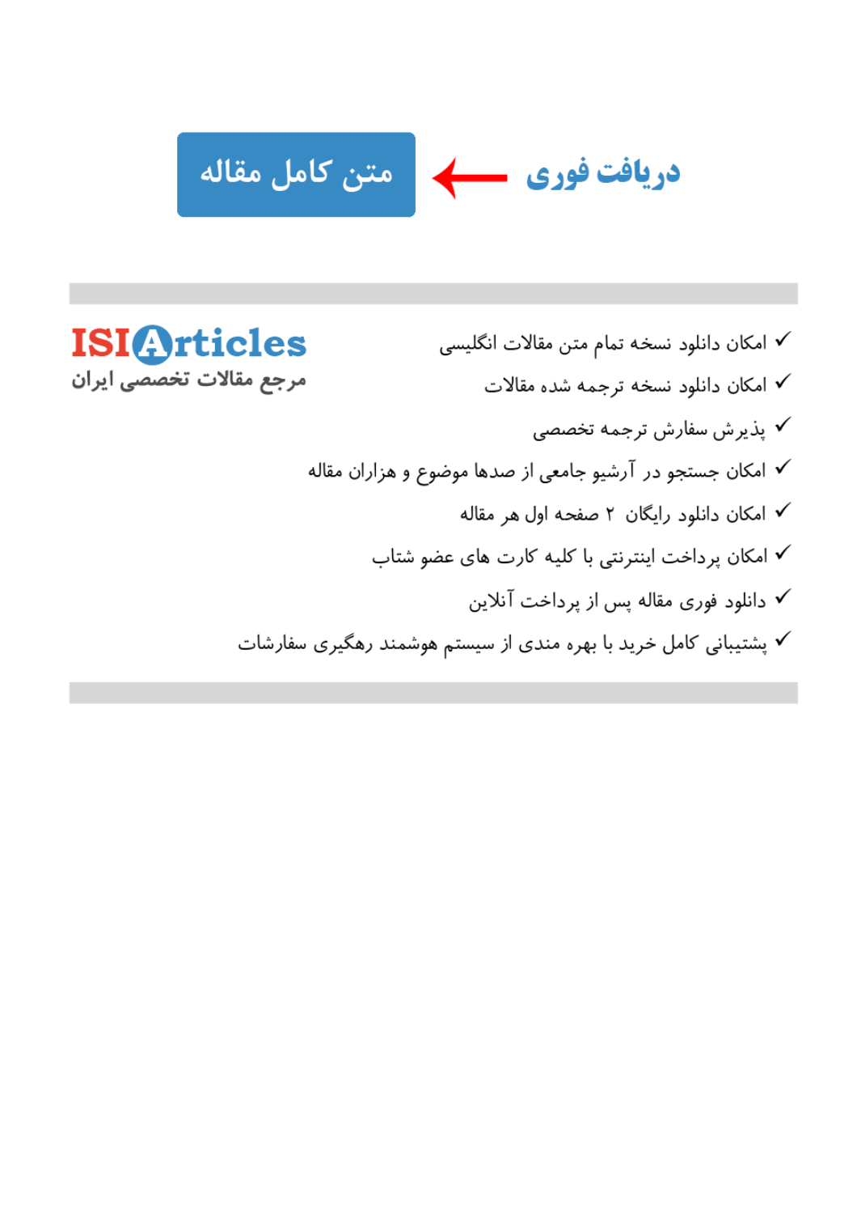دریافت فوری ← متن کامل مقاله

**ISIArticles**
مرجع مقالات تخصصی ایران

- ✓ امکان دانلود نسخه تمام متن مقالات انگلیسی
- ✓ امکان دانلود نسخه ترجمه شده مقالات
- ✓ پذیرش سفارش ترجمه تخصصی
- ✓ امکان جستجو در آرشیو جامعی از صدها موضوع و هزاران مقاله
- ✓ امکان دانلود رایگان ۲ صفحه اول هر مقاله
- ✓ امکان پرداخت اینترنتی با کلیه کارت های عضو شتاب
- ✓ دانلود فوری مقاله پس از پرداخت آنلاین
- ✓ پشتیبانی کامل خرید با بهره مندی از سیستم هوشمند رهگیری سفارشات